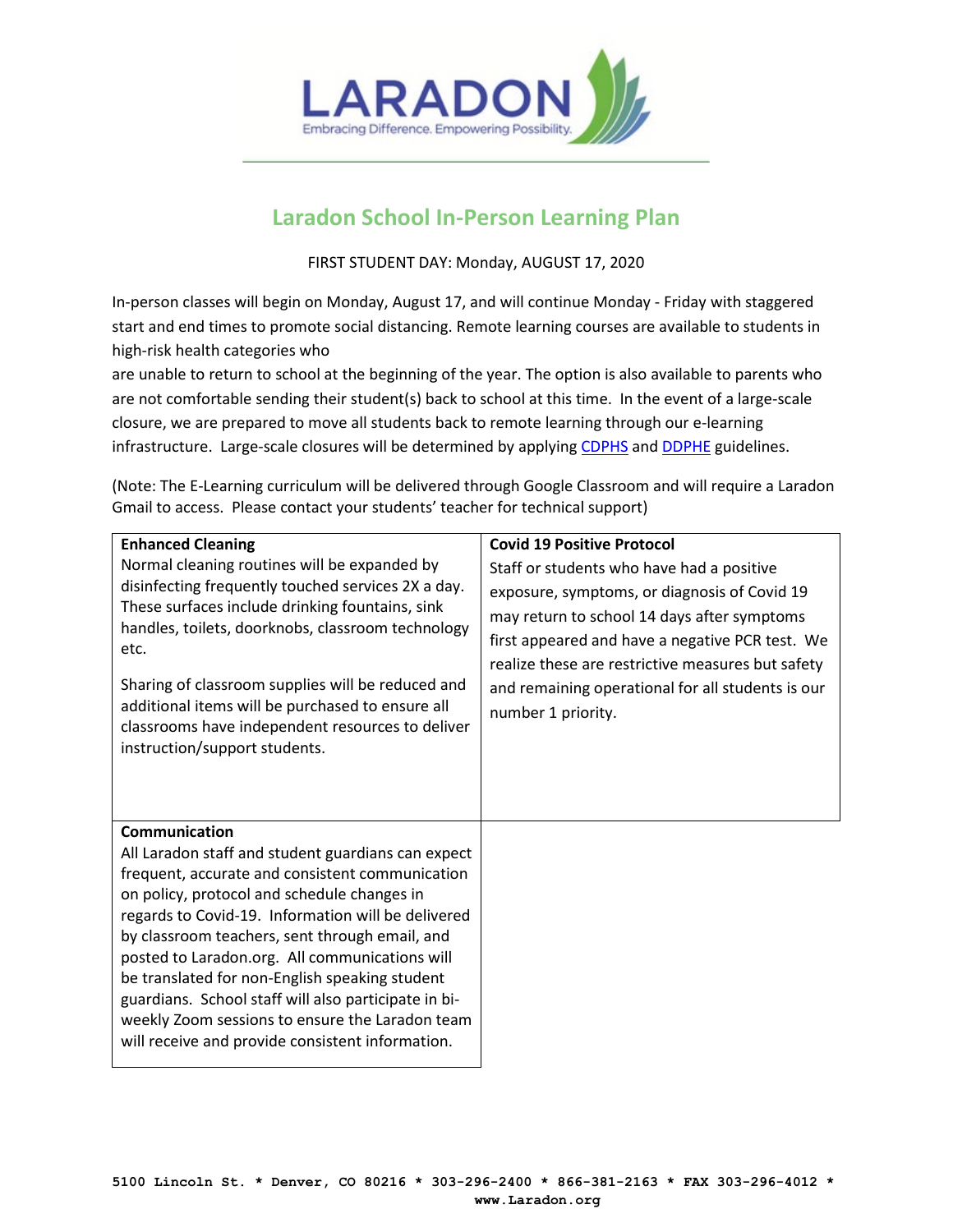LARADON

Embracing Difference. Empowering Possibility.

# Laradon School In-Person Learning Plan

FIRST STUDENT DAY: Monday, AUGUST 17, 2020

In-person classes will begin on Monday, August 17, and will continue Monday - Friday with staggered start and end times to promote social distancing. Remote learning courses are available to students in high-risk health categories who are unable to return to school at the beginning of the year. The option is also available to parents who are not comfortable sending their student(s) back to school at this time. In the event of a large-scale closure, we are prepared to move all students back to remote learning through our e-learning infrastructure. Large-scale closures will be determined by applying CDPHS and DDPHE guidelines.

(Note: The E-Learning curriculum will be delivered through Google Classroom and will require a Laradon Gmail to access. Please contact your students' teacher for technical support)

| **Enhanced Cleaning** | **Covid 19 Positive Protocol** |
|---|---|
| Normal cleaning routines will be expanded by disinfecting frequently touched services 2X a day. These surfaces include drinking fountains, sink handles, toilets, doorknobs, classroom technology etc.<br><br>Sharing of classroom supplies will be reduced and additional items will be purchased to ensure all classrooms have independent resources to deliver instruction/support students. | Staff or students who have had a positive exposure, symptoms, or diagnosis of Covid 19 may return to school 14 days after symptoms first appeared and have a negative PCR test. We realize these are restrictive measures but safety and remaining operational for all students is our number 1 priority. |
| **Communication**<br>All Laradon staff and student guardians can expect frequent, accurate and consistent communication on policy, protocol and schedule changes in regards to Covid-19. Information will be delivered by classroom teachers, sent through email, and posted to Laradon.org. All communications will be translated for non-English speaking student guardians. School staff will also participate in bi-weekly Zoom sessions to ensure the Laradon team will receive and provide consistent information. | |

5100 Lincoln St. * Denver, CO 80216 * 303-296-2400 * 866-381-2163 * FAX 303-296-4012 * www.Laradon.org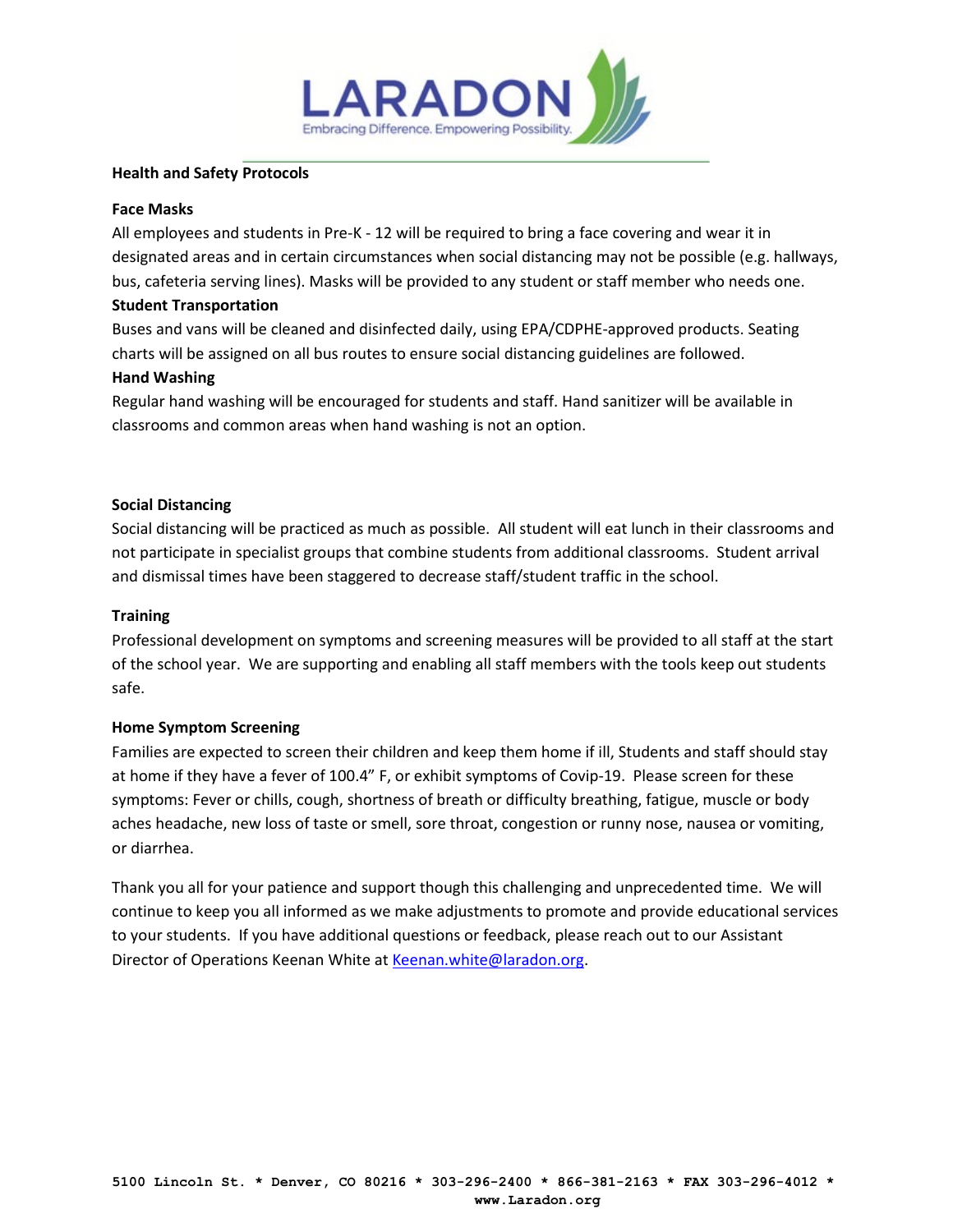LARADON

Embracing Difference. Empowering Possibility.

**Health and Safety Protocols**

**Face Masks**

All employees and students in Pre-K - 12 will be required to bring a face covering and wear it in designated areas and in certain circumstances when social distancing may not be possible (e.g. hallways, bus, cafeteria serving lines). Masks will be provided to any student or staff member who needs one.

**Student Transportation**

Buses and vans will be cleaned and disinfected daily, using EPA/CDPHE-approved products. Seating charts will be assigned on all bus routes to ensure social distancing guidelines are followed.

**Hand Washing**

Regular hand washing will be encouraged for students and staff. Hand sanitizer will be available in classrooms and common areas when hand washing is not an option.

**Social Distancing**

Social distancing will be practiced as much as possible. All student will eat lunch in their classrooms and not participate in specialist groups that combine students from additional classrooms. Student arrival and dismissal times have been staggered to decrease staff/student traffic in the school.

**Training**

Professional development on symptoms and screening measures will be provided to all staff at the start of the school year. We are supporting and enabling all staff members with the tools keep out students safe.

**Home Symptom Screening**

Families are expected to screen their children and keep them home if ill, Students and staff should stay at home if they have a fever of 100.4" F, or exhibit symptoms of Covip-19. Please screen for these symptoms: Fever or chills, cough, shortness of breath or difficulty breathing, fatigue, muscle or body aches headache, new loss of taste or smell, sore throat, congestion or runny nose, nausea or vomiting, or diarrhea.

Thank you all for your patience and support though this challenging and unprecedented time. We will continue to keep you all informed as we make adjustments to promote and provide educational services to your students. If you have additional questions or feedback, please reach out to our Assistant Director of Operations Keenan White at [Keenan.white@laradon.org](mailto:Keenan.white@laradon.org).

5100 Lincoln St. * Denver, CO 80216 * 303-296-2400 * 866-381-2163 * FAX 303-296-4012 * www.Laradon.org